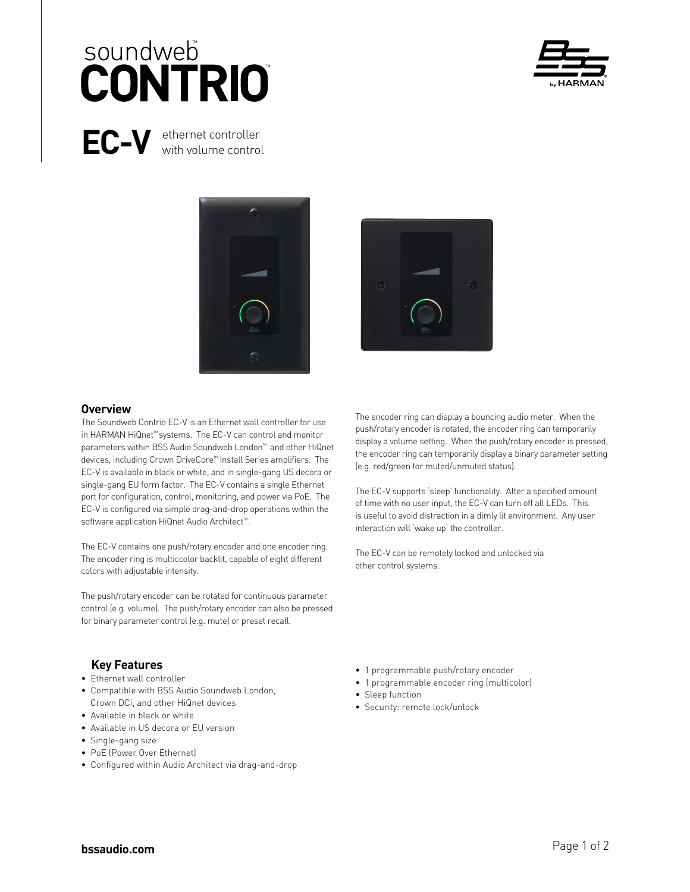# soundweb™ CONTRIO™

## EC-V ethernet controller with volume control

## Overview

The Soundweb Contrio EC-V is an Ethernet wall controller for use in HARMAN HiQnet™ systems. The EC-V can control and monitor parameters within BSS Audio Soundweb London™ and other HiQnet devices, including Crown DriveCore™ Install Series amplifiers. The EC-V is available in black or white, and in single-gang US decora or single-gang EU form factor. The EC-V contains a single Ethernet port for configuration, control, monitoring, and power via PoE. The EC-V is configured via simple drag-and-drop operations within the software application HiQnet Audio Architect™.

The EC-V contains one push/rotary encoder and one encoder ring. The encoder ring is multicolor backlit, capable of eight different colors with adjustable intensity.

The push/rotary encoder can be rotated for continuous parameter control (e.g. volume). The push/rotary encoder can also be pressed for binary parameter control (e.g. mute) or preset recall.

The encoder ring can display a bouncing audio meter. When the push/rotary encoder is rotated, the encoder ring can temporarily display a volume setting. When the push/rotary encoder is pressed, the encoder ring can temporarily display a binary parameter setting (e.g. red/green for muted/unmuted status).

The EC-V supports 'sleep' functionality. After a specified amount of time with no user input, the EC-V can turn off all LEDs. This is useful to avoid distraction in a dimly lit environment. Any user interaction will 'wake up' the controller.

The EC-V can be remotely locked and unlocked via other control systems.

## Key Features

- Ethernet wall controller
- Compatible with BSS Audio Soundweb London, Crown DCi, and other HiQnet devices
- Available in black or white
- Available in US decora or EU version
- Single-gang size
- PoE (Power Over Ethernet)
- Configured within Audio Architect via drag-and-drop
- 1 programmable push/rotary encoder
- 1 programmable encoder ring (multicolor)
- Sleep function
- Security: remote lock/unlock

bssaudio.com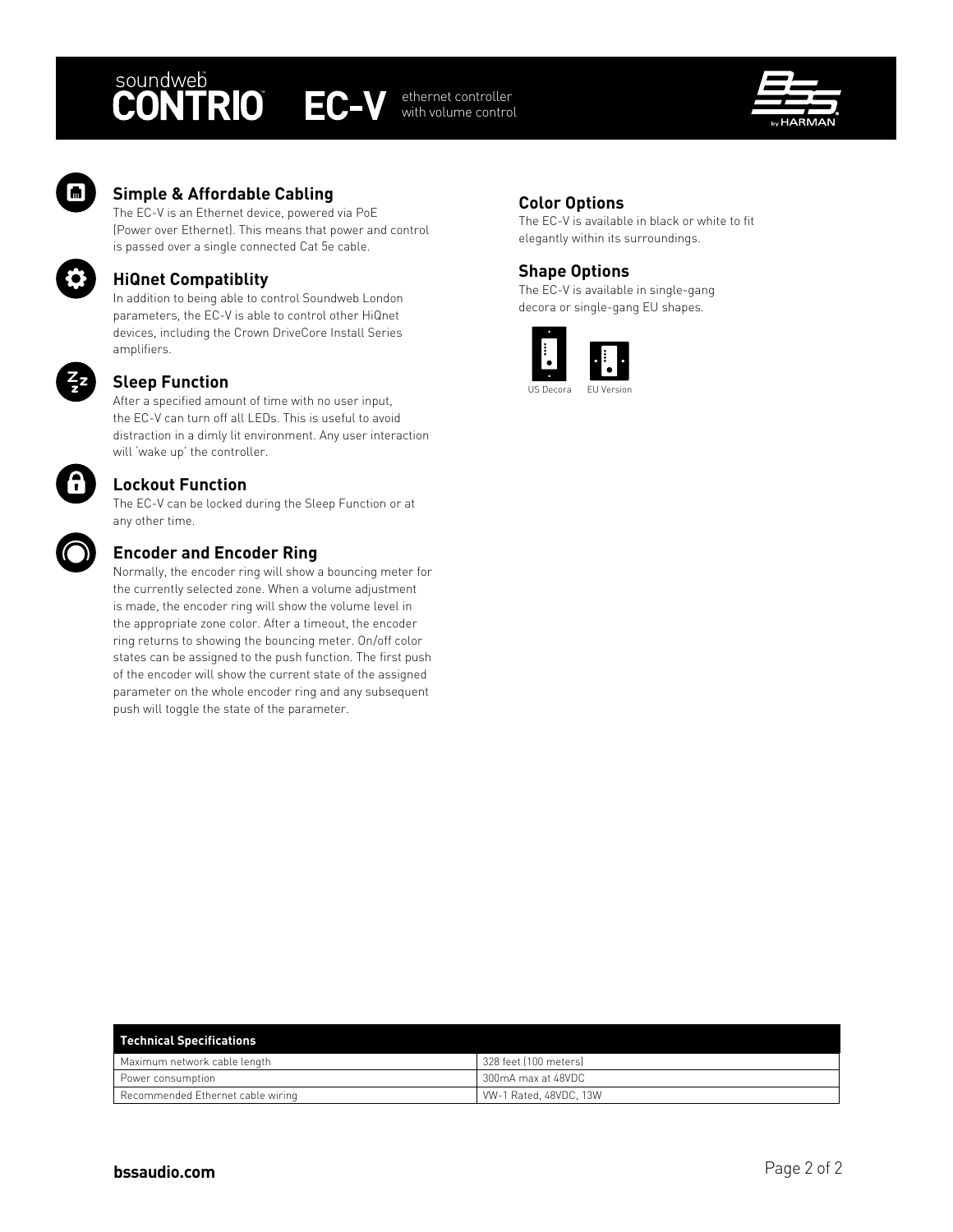# soundweb CONTRIO EC-V ethernet controller with volume control

## Simple & Affordable Cabling

The EC-V is an Ethernet device, powered via PoE (Power over Ethernet). This means that power and control is passed over a single connected Cat 5e cable.

## HiQnet Compatiblity

In addition to being able to control Soundweb London parameters, the EC-V is able to control other HiQnet devices, including the Crown DriveCore Install Series amplifiers.

## Sleep Function

After a specified amount of time with no user input, the EC-V can turn off all LEDs. This is useful to avoid distraction in a dimly lit environment. Any user interaction will 'wake up' the controller.

## Lockout Function

The EC-V can be locked during the Sleep Function or at any other time.

## Encoder and Encoder Ring

Normally, the encoder ring will show a bouncing meter for the currently selected zone. When a volume adjustment is made, the encoder ring will show the volume level in the appropriate zone color. After a timeout, the encoder ring returns to showing the bouncing meter. On/off color states can be assigned to the push function. The first push of the encoder will show the current state of the assigned parameter on the whole encoder ring and any subsequent push will toggle the state of the parameter.

## Color Options

The EC-V is available in black or white to fit elegantly within its surroundings.

## Shape Options

The EC-V is available in single-gang decora or single-gang EU shapes.

US Decora

EU Version

| Technical Specifications | |
|---|---|
| Maximum network cable length | 328 feet (100 meters) |
| Power consumption | 300mA max at 48VDC |
| Recommended Ethernet cable wiring | VW-1 Rated, 48VDC, 13W |

**bssaudio.com**